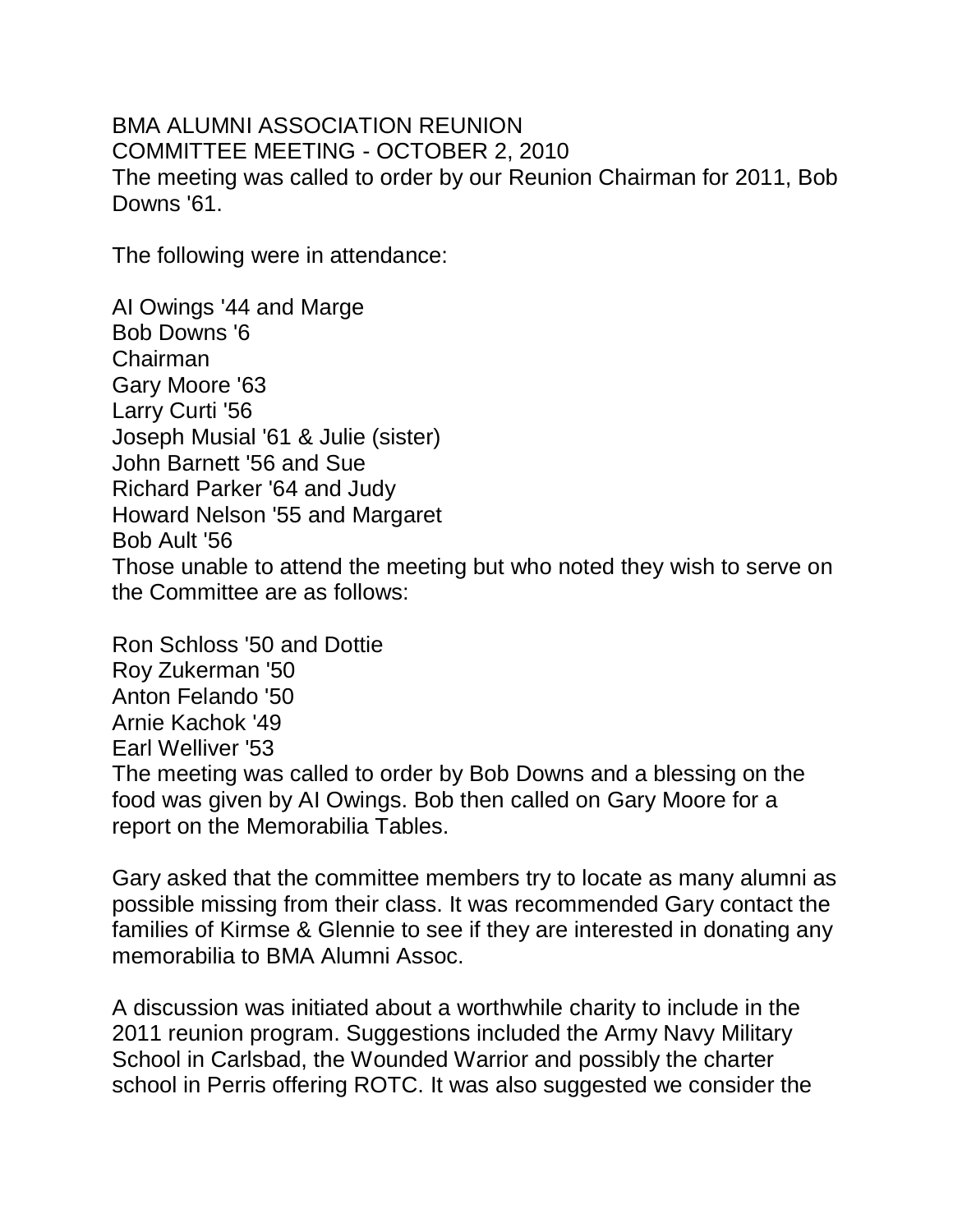BMA ALUMNI ASSOCIATION REUNION
COMMITTEE MEETING - OCTOBER 2, 2010
The meeting was called to order by our Reunion Chairman for 2011, Bob Downs '61.

The following were in attendance:

AI Owings '44 and Marge
Bob Downs '6
Chairman
Gary Moore '63
Larry Curti '56
Joseph Musial '61 & Julie (sister)
John Barnett '56 and Sue
Richard Parker '64 and Judy
Howard Nelson '55 and Margaret
Bob Ault '56
Those unable to attend the meeting but who noted they wish to serve on the Committee are as follows:

Ron Schloss '50 and Dottie
Roy Zukerman '50
Anton Felando '50
Arnie Kachok '49
Earl Welliver '53
The meeting was called to order by Bob Downs and a blessing on the food was given by AI Owings. Bob then called on Gary Moore for a report on the Memorabilia Tables.

Gary asked that the committee members try to locate as many alumni as possible missing from their class. It was recommended Gary contact the families of Kirmse & Glennie to see if they are interested in donating any memorabilia to BMA Alumni Assoc.

A discussion was initiated about a worthwhile charity to include in the 2011 reunion program. Suggestions included the Army Navy Military School in Carlsbad, the Wounded Warrior and possibly the charter school in Perris offering ROTC. It was also suggested we consider the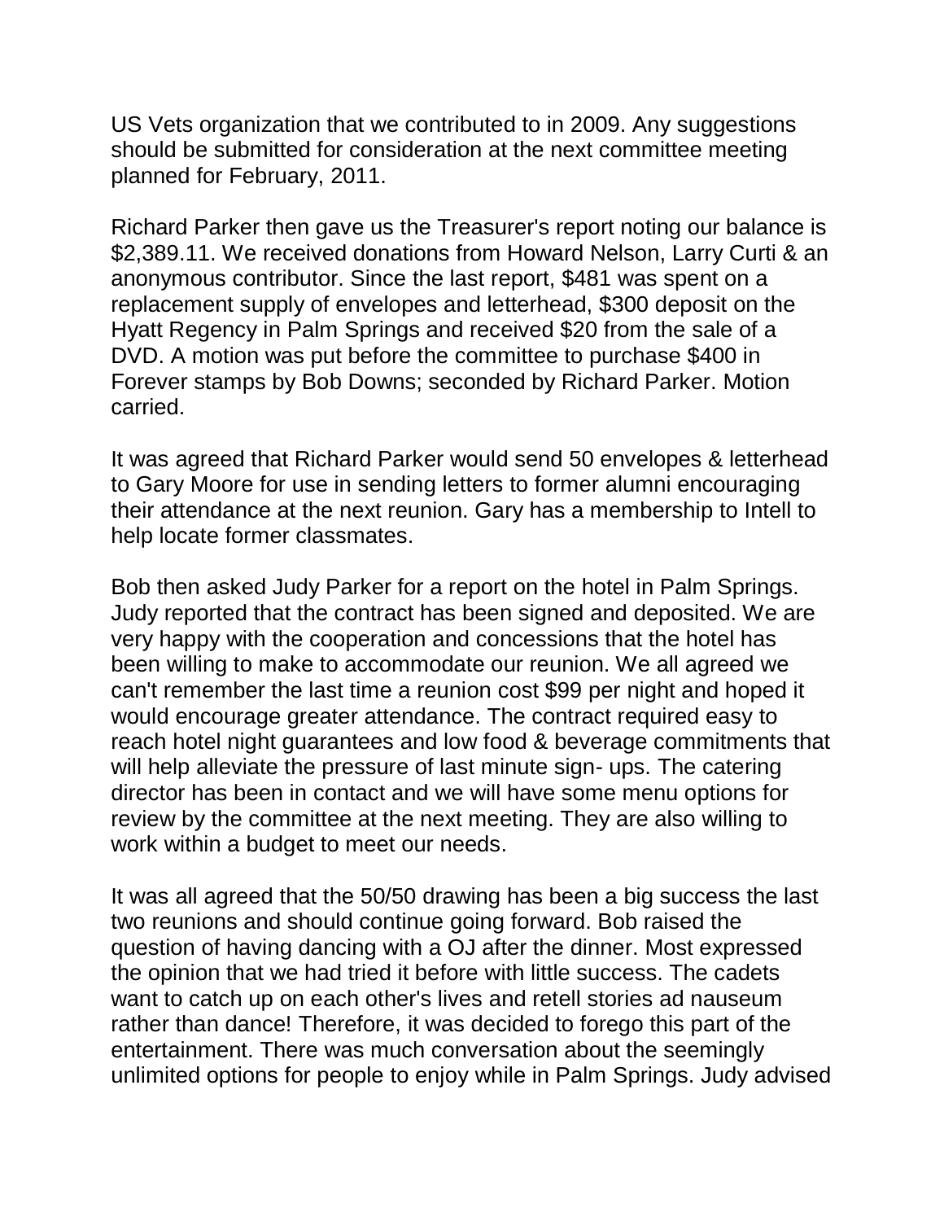US Vets organization that we contributed to in 2009. Any suggestions should be submitted for consideration at the next committee meeting planned for February, 2011.

Richard Parker then gave us the Treasurer's report noting our balance is $2,389.11. We received donations from Howard Nelson, Larry Curti & an anonymous contributor. Since the last report, $481 was spent on a replacement supply of envelopes and letterhead, $300 deposit on the Hyatt Regency in Palm Springs and received $20 from the sale of a DVD. A motion was put before the committee to purchase $400 in Forever stamps by Bob Downs; seconded by Richard Parker. Motion carried.

It was agreed that Richard Parker would send 50 envelopes & letterhead to Gary Moore for use in sending letters to former alumni encouraging their attendance at the next reunion. Gary has a membership to Intell to help locate former classmates.

Bob then asked Judy Parker for a report on the hotel in Palm Springs. Judy reported that the contract has been signed and deposited. We are very happy with the cooperation and concessions that the hotel has been willing to make to accommodate our reunion. We all agreed we can't remember the last time a reunion cost $99 per night and hoped it would encourage greater attendance. The contract required easy to reach hotel night guarantees and low food & beverage commitments that will help alleviate the pressure of last minute sign- ups. The catering director has been in contact and we will have some menu options for review by the committee at the next meeting. They are also willing to work within a budget to meet our needs.

It was all agreed that the 50/50 drawing has been a big success the last two reunions and should continue going forward. Bob raised the question of having dancing with a OJ after the dinner. Most expressed the opinion that we had tried it before with little success. The cadets want to catch up on each other's lives and retell stories ad nauseum rather than dance! Therefore, it was decided to forego this part of the entertainment. There was much conversation about the seemingly unlimited options for people to enjoy while in Palm Springs. Judy advised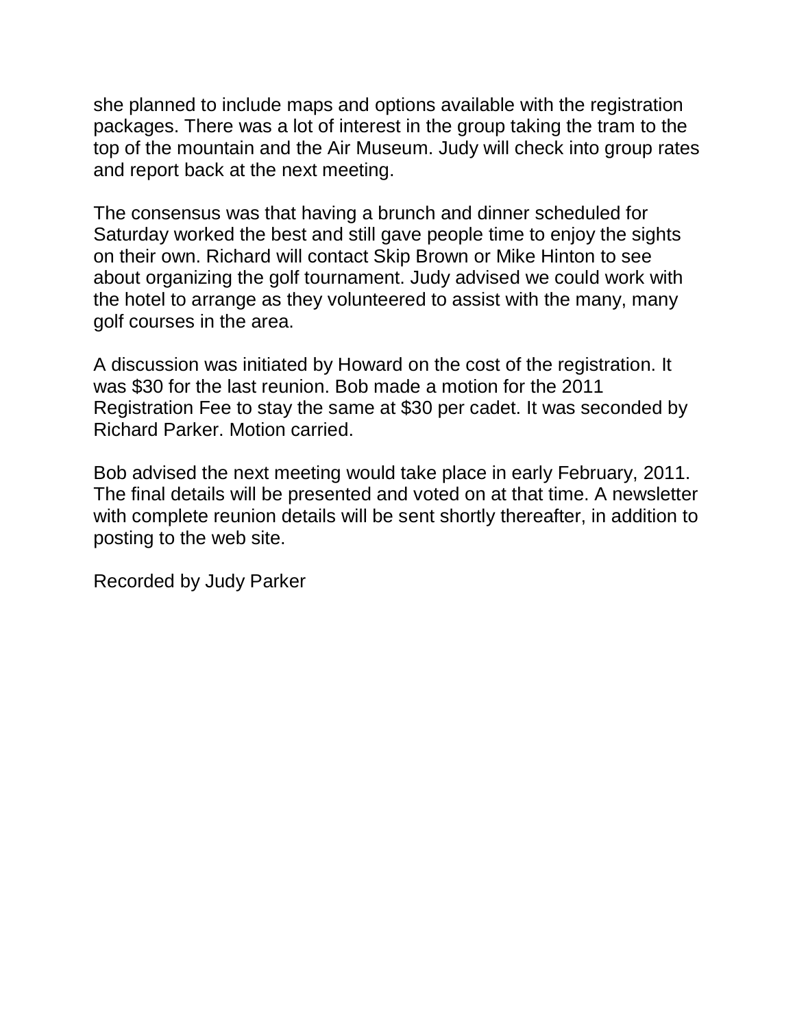she planned to include maps and options available with the registration packages. There was a lot of interest in the group taking the tram to the top of the mountain and the Air Museum. Judy will check into group rates and report back at the next meeting.

The consensus was that having a brunch and dinner scheduled for Saturday worked the best and still gave people time to enjoy the sights on their own. Richard will contact Skip Brown or Mike Hinton to see about organizing the golf tournament. Judy advised we could work with the hotel to arrange as they volunteered to assist with the many, many golf courses in the area.

A discussion was initiated by Howard on the cost of the registration. It was $30 for the last reunion. Bob made a motion for the 2011 Registration Fee to stay the same at $30 per cadet. It was seconded by Richard Parker. Motion carried.

Bob advised the next meeting would take place in early February, 2011. The final details will be presented and voted on at that time. A newsletter with complete reunion details will be sent shortly thereafter, in addition to posting to the web site.

Recorded by Judy Parker